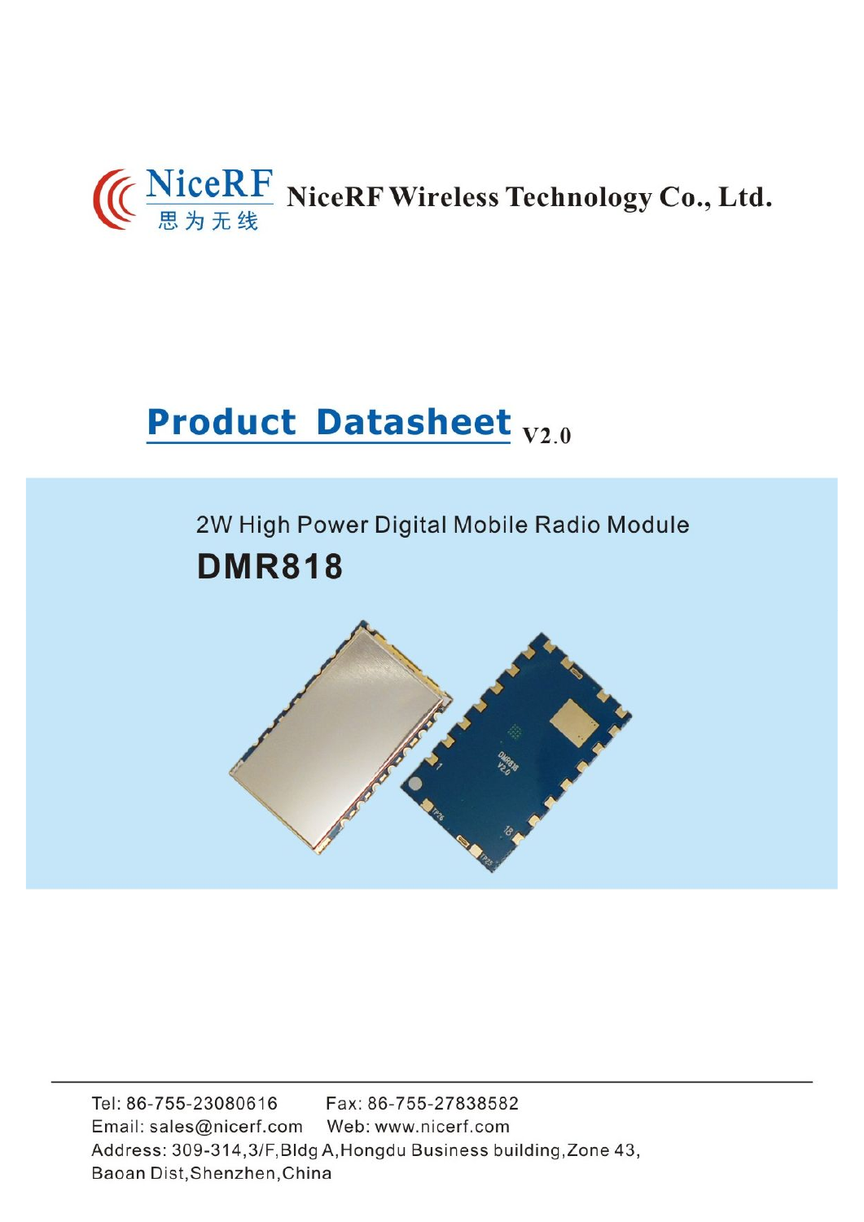NiceRF 思为无线 NiceRF Wireless Technology Co., Ltd.

# Product Datasheet V2.0

2W High Power Digital Mobile Radio Module

## DMR818

Tel: 86-755-23080616 Fax: 86-755-27838582

Email: sales@nicerf.com Web: www.nicerf.com

Address: 309-314,3/F,Bldg A,Hongdu Business building,Zone 43, Baoan Dist,Shenzhen,China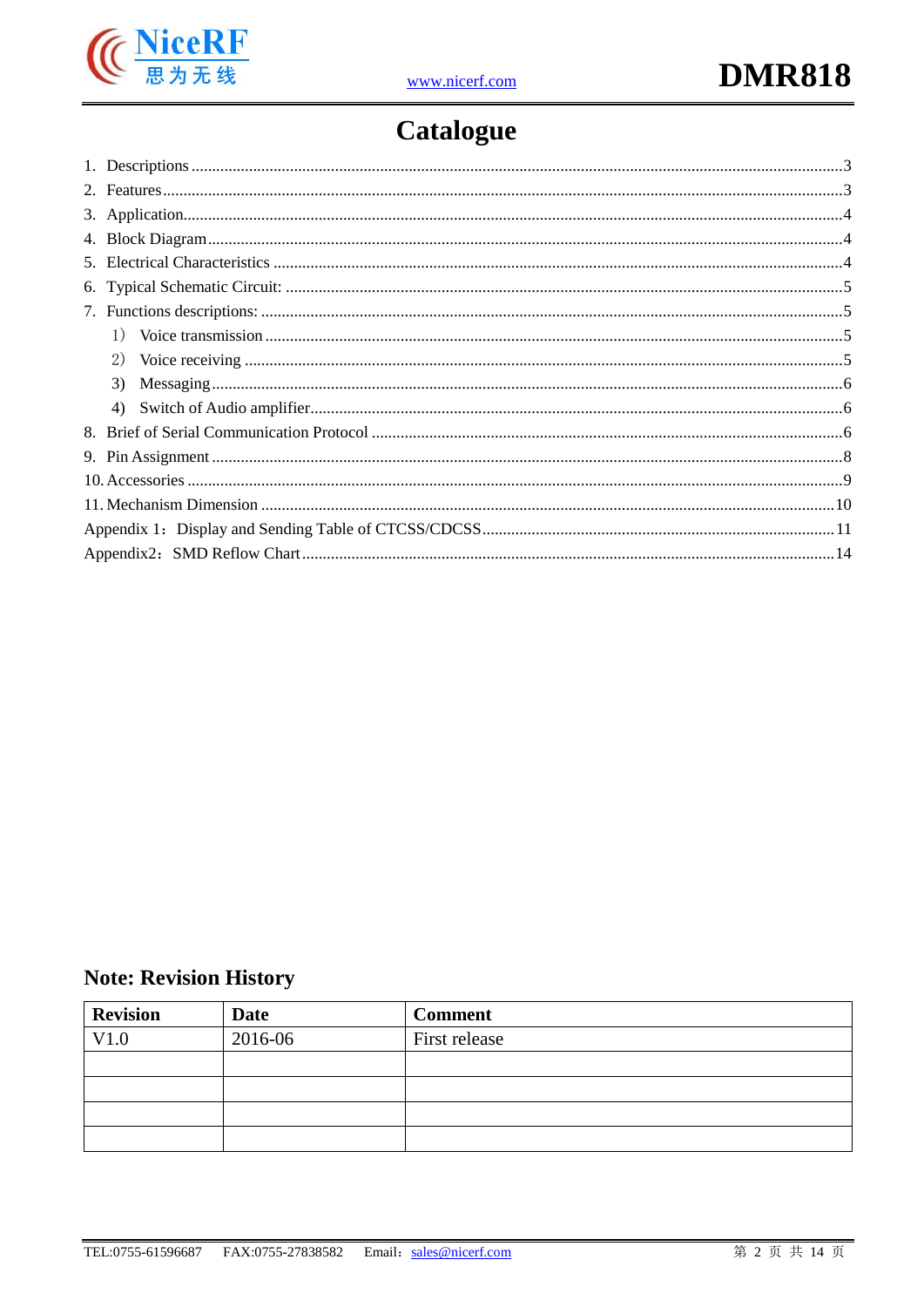# Catalogue

1. Descriptions ..... 3
2. Features ..... 3
3. Application ..... 4
4. Block Diagram ..... 4
5. Electrical Characteristics ..... 4
6. Typical Schematic Circuit: ..... 5
7. Functions descriptions: ..... 5
   1） Voice transmission ..... 5
   2） Voice receiving ..... 5
   3) Messaging ..... 6
   4) Switch of Audio amplifier ..... 6
8. Brief of Serial Communication Protocol ..... 6
9. Pin Assignment ..... 8
10. Accessories ..... 9
11. Mechanism Dimension ..... 10

Appendix 1：Display and Sending Table of CTCSS/CDCSS ..... 11

Appendix2：SMD Reflow Chart ..... 14

## Note: Revision History

| Revision | Date | Comment |
|---|---|---|
| V1.0 | 2016-06 | First release |
| | | |
| | | |
| | | |
| | | |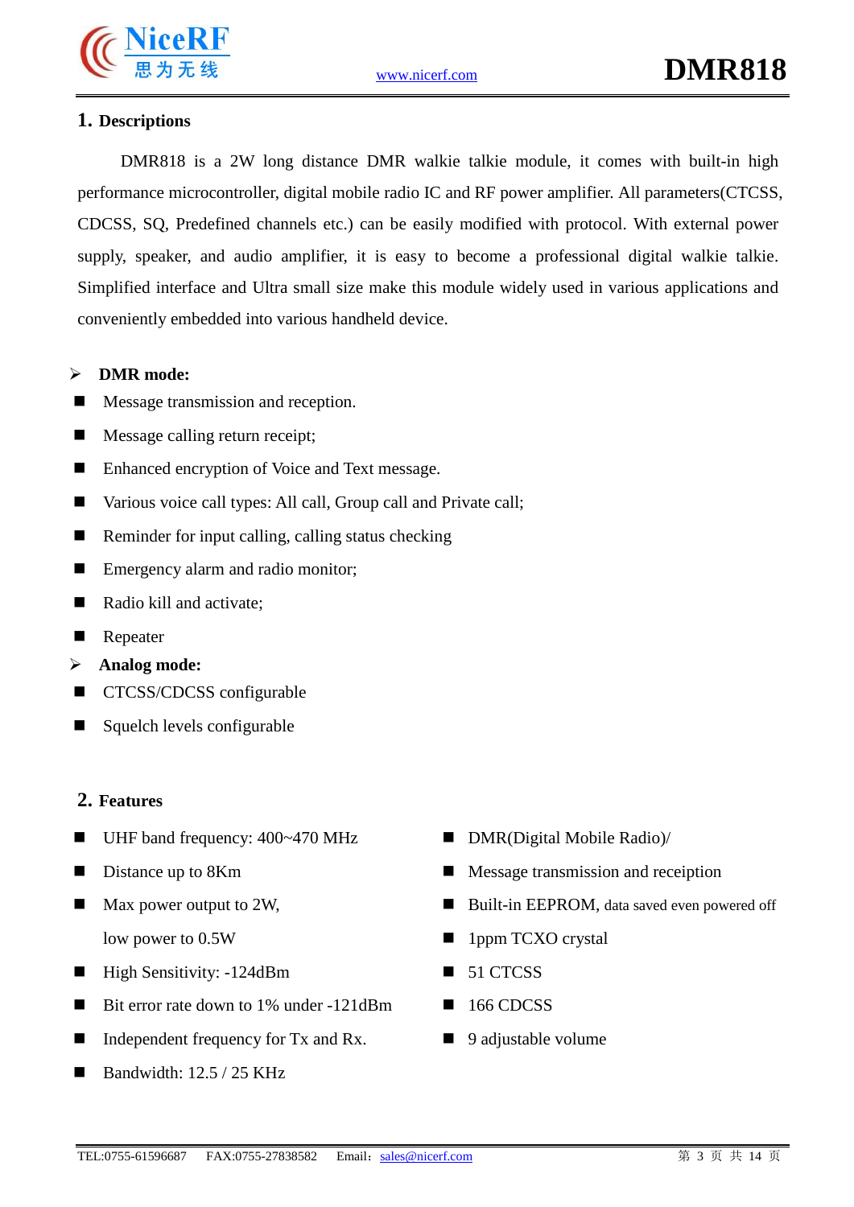## 1. Descriptions

DMR818 is a 2W long distance DMR walkie talkie module, it comes with built-in high performance microcontroller, digital mobile radio IC and RF power amplifier. All parameters(CTCSS, CDCSS, SQ, Predefined channels etc.) can be easily modified with protocol. With external power supply, speaker, and audio amplifier, it is easy to become a professional digital walkie talkie. Simplified interface and Ultra small size make this module widely used in various applications and conveniently embedded into various handheld device.

- **DMR mode:**
  - Message transmission and reception.
  - Message calling return receipt;
  - Enhanced encryption of Voice and Text message.
  - Various voice call types: All call, Group call and Private call;
  - Reminder for input calling, calling status checking
  - Emergency alarm and radio monitor;
  - Radio kill and activate;
  - Repeater
- **Analog mode:**
  - CTCSS/CDCSS configurable
  - Squelch levels configurable

## 2. Features

- UHF band frequency: 400~470 MHz
- Distance up to 8Km
- Max power output to 2W, low power to 0.5W
- High Sensitivity: -124dBm
- Bit error rate down to 1% under -121dBm
- Independent frequency for Tx and Rx.
- Bandwidth: 12.5 / 25 KHz
- DMR(Digital Mobile Radio)/
- Message transmission and receiption
- Built-in EEPROM, data saved even powered off
- 1ppm TCXO crystal
- 51 CTCSS
- 166 CDCSS
- 9 adjustable volume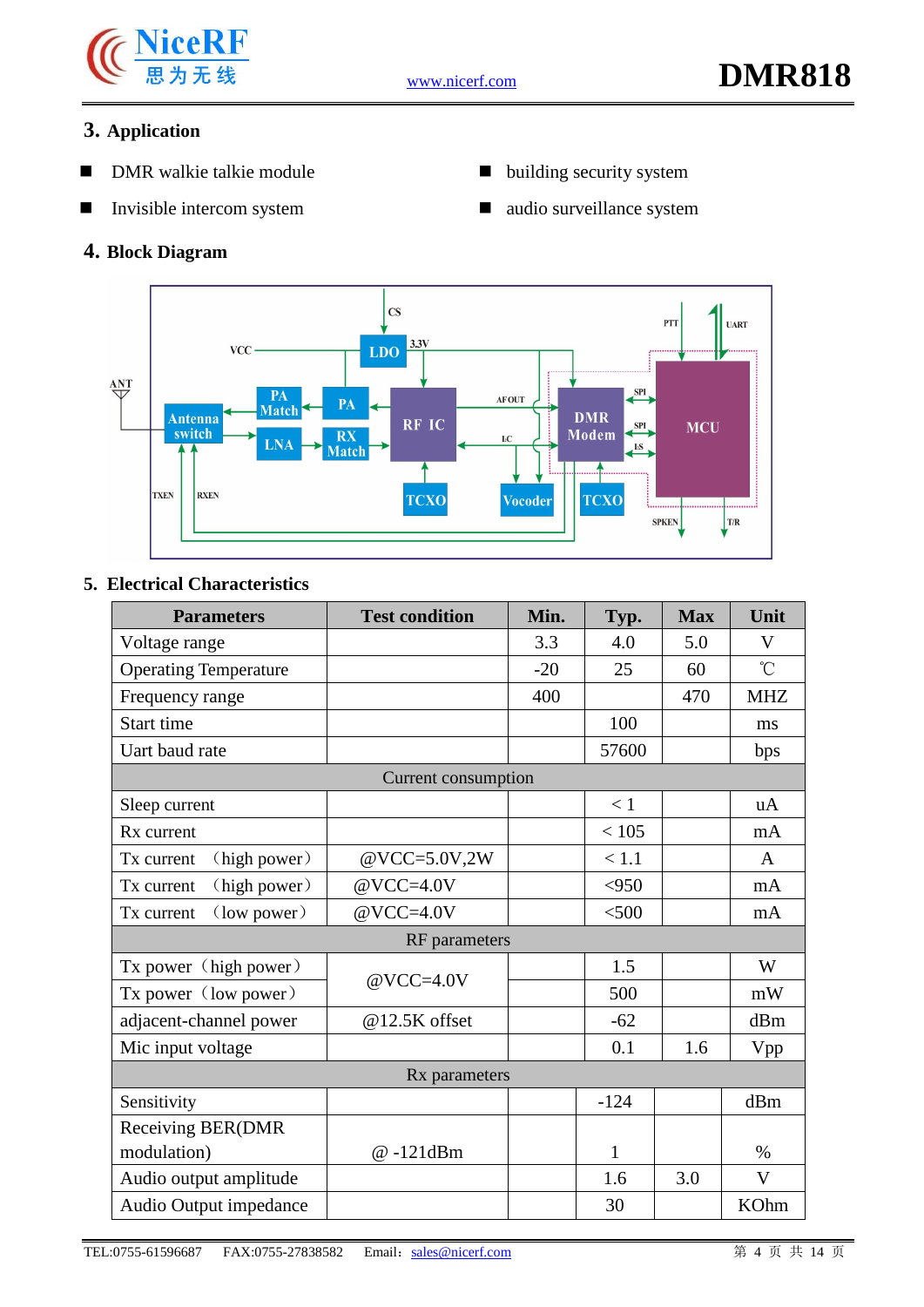## 3. Application

- DMR walkie talkie module
- building security system
- Invisible intercom system
- audio surveillance system

## 4. Block Diagram

## 5. Electrical Characteristics

| Parameters | Test condition | Min. | Typ. | Max | Unit |
|---|---|---|---|---|---|
| Voltage range | | 3.3 | 4.0 | 5.0 | V |
| Operating Temperature | | -20 | 25 | 60 | ℃ |
| Frequency range | | 400 | | 470 | MHZ |
| Start time | | | 100 | | ms |
| Uart baud rate | | | 57600 | | bps |
| Current consumption | | | | | |
| Sleep current | | | ＜1 | | uA |
| Rx current | | | ＜105 | | mA |
| Tx current （high power） | @VCC=5.0V,2W | | ＜1.1 | | A |
| Tx current （high power） | @VCC=4.0V | | <950 | | mA |
| Tx current （low power） | @VCC=4.0V | | <500 | | mA |
| RF parameters | | | | | |
| Tx power（high power） | @VCC=4.0V | | 1.5 | | W |
| Tx power（low power） | | | 500 | | mW |
| adjacent-channel power | @12.5K offset | | -62 | | dBm |
| Mic input voltage | | | 0.1 | 1.6 | Vpp |
| Rx parameters | | | | | |
| Sensitivity | | | -124 | | dBm |
| Receiving BER(DMR modulation) | @ -121dBm | | 1 | | % |
| Audio output amplitude | | | 1.6 | 3.0 | V |
| Audio Output impedance | | | 30 | | KOhm |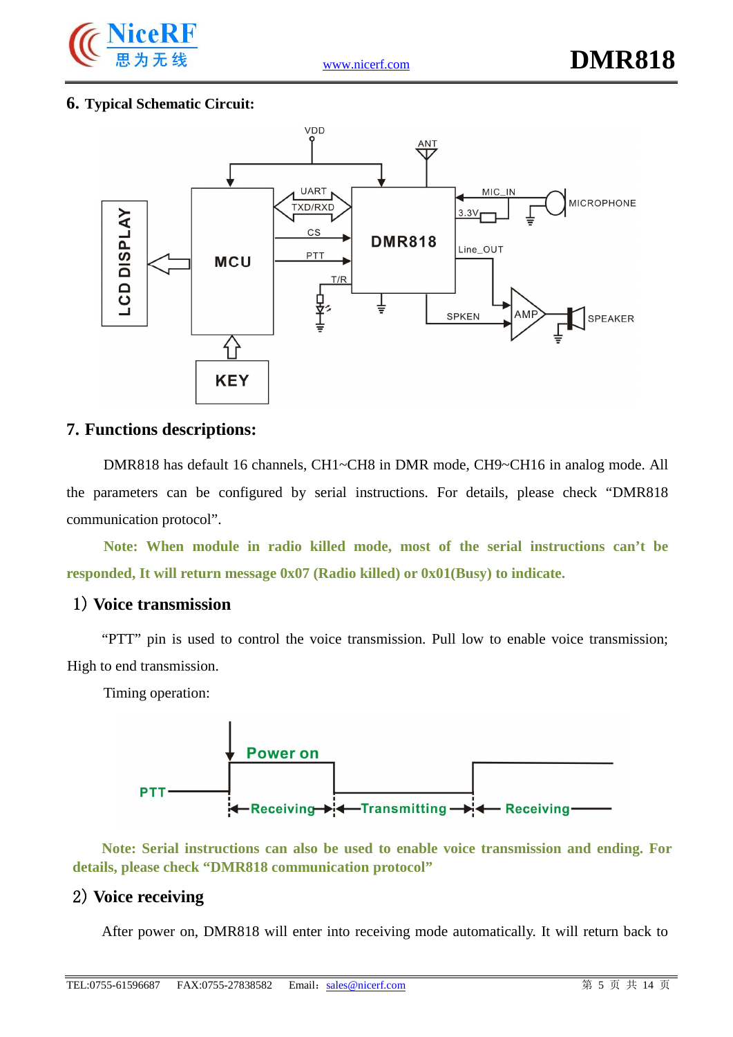## 6. Typical Schematic Circuit:

## 7. Functions descriptions:

DMR818 has default 16 channels, CH1~CH8 in DMR mode, CH9~CH16 in analog mode. All the parameters can be configured by serial instructions. For details, please check "DMR818 communication protocol".

**Note: When module in radio killed mode, most of the serial instructions can't be responded, It will return message 0x07 (Radio killed) or 0x01(Busy) to indicate.**

### 1) Voice transmission

"PTT" pin is used to control the voice transmission. Pull low to enable voice transmission; High to end transmission.

Timing operation:

**Note: Serial instructions can also be used to enable voice transmission and ending. For details, please check "DMR818 communication protocol"**

### 2) Voice receiving

After power on, DMR818 will enter into receiving mode automatically. It will return back to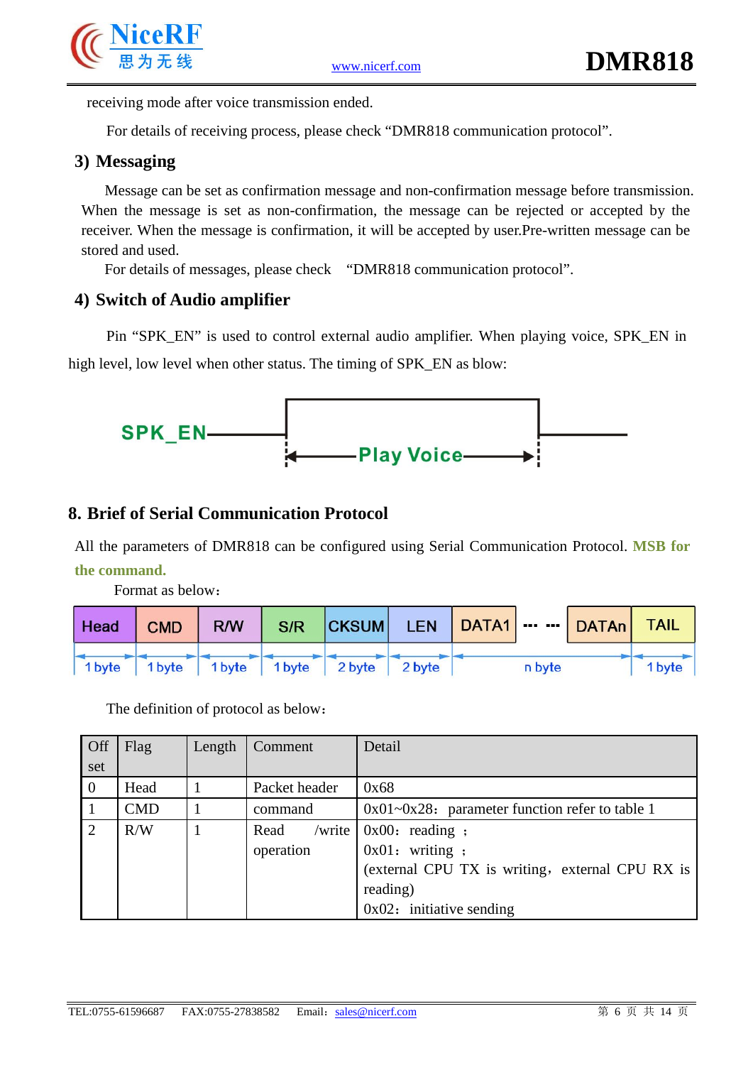receiving mode after voice transmission ended.

For details of receiving process, please check "DMR818 communication protocol".

### 3) Messaging

Message can be set as confirmation message and non-confirmation message before transmission. When the message is set as non-confirmation, the message can be rejected or accepted by the receiver. When the message is confirmation, it will be accepted by user.Pre-written message can be stored and used.

For details of messages, please check "DMR818 communication protocol".

### 4) Switch of Audio amplifier

Pin "SPK_EN" is used to control external audio amplifier. When playing voice, SPK_EN in high level, low level when other status. The timing of SPK_EN as blow:

SPK_EN — Play Voice

## 8. Brief of Serial Communication Protocol

All the parameters of DMR818 can be configured using Serial Communication Protocol. **MSB for the command.**

Format as below:

| Head | CMD | R/W | S/R | CKSUM | LEN | DATA1 ··· ··· DATAn | TAIL |
|---|---|---|---|---|---|---|---|
| 1 byte | 1 byte | 1 byte | 1 byte | 2 byte | 2 byte | n byte | 1 byte |

The definition of protocol as below:

| Offset | Flag | Length | Comment | Detail |
|---|---|---|---|---|
| 0 | Head | 1 | Packet header | 0x68 |
| 1 | CMD | 1 | command | 0x01~0x28：parameter function refer to table 1 |
| 2 | R/W | 1 | Read /write operation | 0x00：reading ；<br>0x01：writing ；<br>(external CPU TX is writing，external CPU RX is reading)<br>0x02：initiative sending |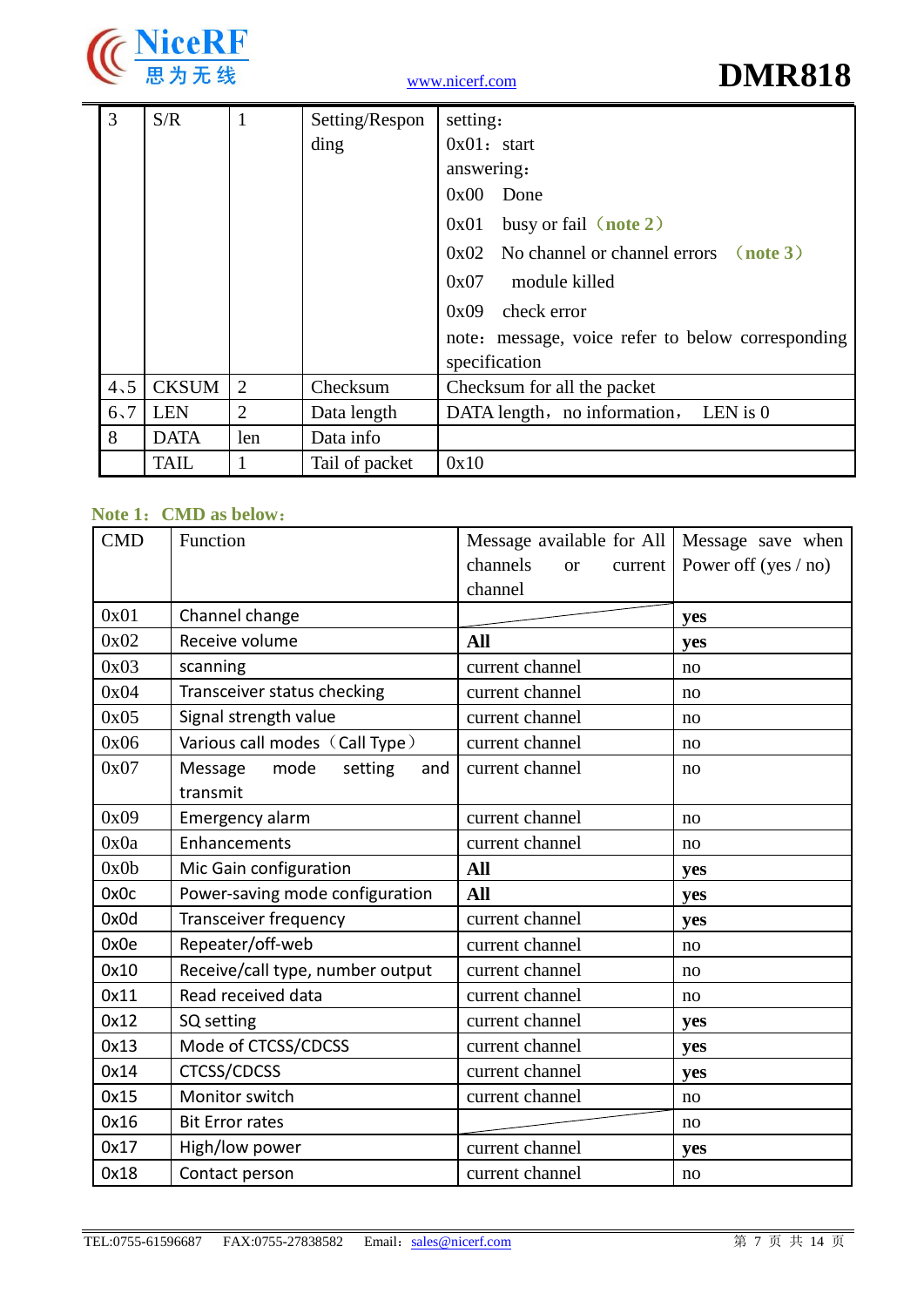| 3 | S/R | 1 | Setting/Responding | setting：<br>0x01：start<br>answering：<br>0x00　Done<br>0x01　busy or fail（**note 2**）<br>0x02　No channel or channel errors　（**note 3**）<br>0x07　module killed<br>0x09　check error<br>note：message, voice refer to below corresponding specification |
|---|---|---|---|---|
| 4、5 | CKSUM | 2 | Checksum | Checksum for all the packet |
| 6、7 | LEN | 2 | Data length | DATA length，no information，　LEN is 0 |
| 8 | DATA | len | Data info | |
| | TAIL | 1 | Tail of packet | 0x10 |

**Note 1：CMD as below：**

| CMD | Function | Message available for All channels or current channel | Message save when Power off (yes / no) |
|---|---|---|---|
| 0x01 | Channel change | | **yes** |
| 0x02 | Receive volume | **All** | **yes** |
| 0x03 | scanning | current channel | no |
| 0x04 | Transceiver status checking | current channel | no |
| 0x05 | Signal strength value | current channel | no |
| 0x06 | Various call modes（Call Type） | current channel | no |
| 0x07 | Message mode setting and transmit | current channel | no |
| 0x09 | Emergency alarm | current channel | no |
| 0x0a | Enhancements | current channel | no |
| 0x0b | Mic Gain configuration | **All** | **yes** |
| 0x0c | Power-saving mode configuration | **All** | **yes** |
| 0x0d | Transceiver frequency | current channel | **yes** |
| 0x0e | Repeater/off-web | current channel | no |
| 0x10 | Receive/call type, number output | current channel | no |
| 0x11 | Read received data | current channel | no |
| 0x12 | SQ setting | current channel | **yes** |
| 0x13 | Mode of CTCSS/CDCSS | current channel | **yes** |
| 0x14 | CTCSS/CDCSS | current channel | **yes** |
| 0x15 | Monitor switch | current channel | no |
| 0x16 | Bit Error rates | | no |
| 0x17 | High/low power | current channel | **yes** |
| 0x18 | Contact person | current channel | no |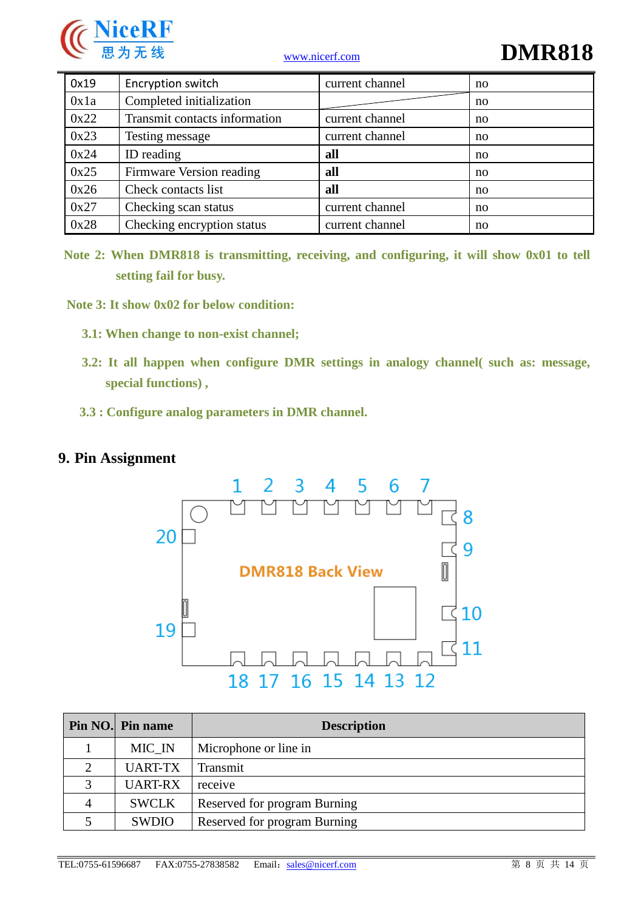| 0x19 | Encryption switch | current channel | no |
|---|---|---|---|
| 0x1a | Completed initialization | | no |
| 0x22 | Transmit contacts information | current channel | no |
| 0x23 | Testing message | current channel | no |
| 0x24 | ID reading | **all** | no |
| 0x25 | Firmware Version reading | **all** | no |
| 0x26 | Check contacts list | **all** | no |
| 0x27 | Checking scan status | current channel | no |
| 0x28 | Checking encryption status | current channel | no |

**Note 2: When DMR818 is transmitting, receiving, and configuring, it will show 0x01 to tell setting fail for busy.**

**Note 3: It show 0x02 for below condition:**

**3.1: When change to non-exist channel;**

**3.2: It all happen when configure DMR settings in analogy channel( such as: message, special functions) ,**

**3.3 : Configure analog parameters in DMR channel.**

## 9. Pin Assignment

DMR818 Back View

1 2 3 4 5 6 7 8 9 10 11 12 13 14 15 16 17 18 19 20

| Pin NO. | Pin name | Description |
|---|---|---|
| 1 | MIC_IN | Microphone or line in |
| 2 | UART-TX | Transmit |
| 3 | UART-RX | receive |
| 4 | SWCLK | Reserved for program Burning |
| 5 | SWDIO | Reserved for program Burning |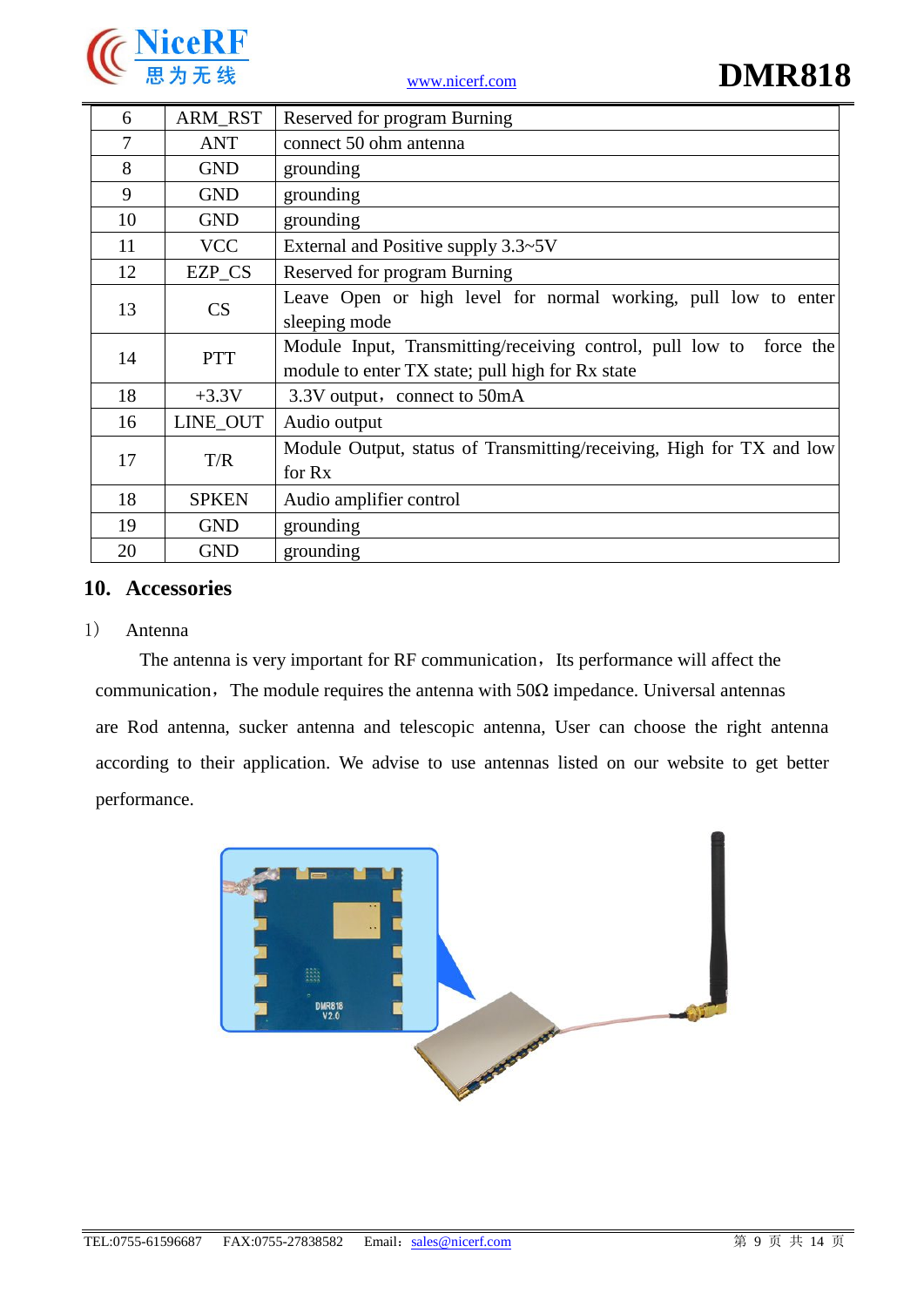| 6 | ARM_RST | Reserved for program Burning |
|---|---|---|
| 7 | ANT | connect 50 ohm antenna |
| 8 | GND | grounding |
| 9 | GND | grounding |
| 10 | GND | grounding |
| 11 | VCC | External and Positive supply 3.3~5V |
| 12 | EZP_CS | Reserved for program Burning |
| 13 | CS | Leave Open or high level for normal working, pull low to enter sleeping mode |
| 14 | PTT | Module Input, Transmitting/receiving control, pull low to force the module to enter TX state; pull high for Rx state |
| 18 | +3.3V | 3.3V output，connect to 50mA |
| 16 | LINE_OUT | Audio output |
| 17 | T/R | Module Output, status of Transmitting/receiving, High for TX and low for Rx |
| 18 | SPKEN | Audio amplifier control |
| 19 | GND | grounding |
| 20 | GND | grounding |

## 10. Accessories

1） Antenna

The antenna is very important for RF communication，Its performance will affect the communication，The module requires the antenna with 50Ω impedance. Universal antennas are Rod antenna, sucker antenna and telescopic antenna, User can choose the right antenna according to their application. We advise to use antennas listed on our website to get better performance.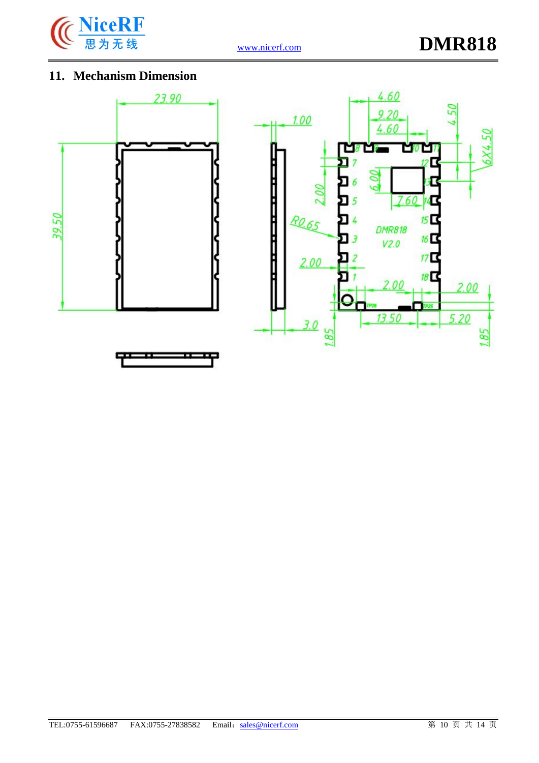## 11. Mechanism Dimension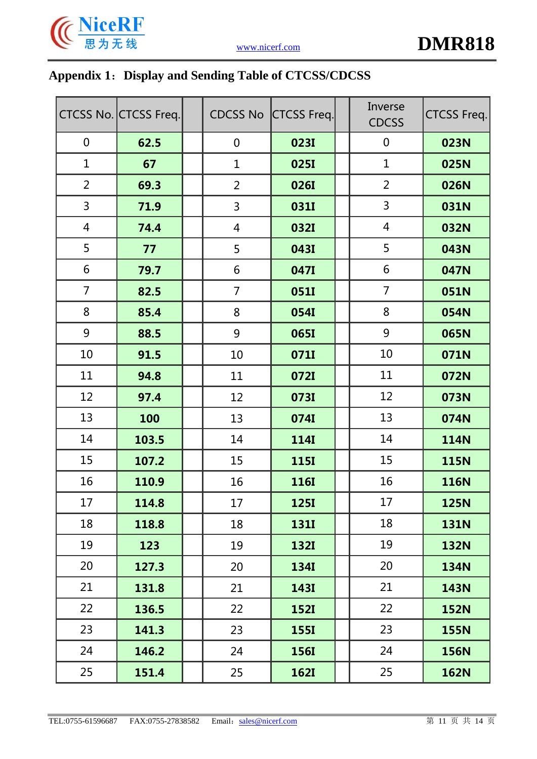## Appendix 1：Display and Sending Table of CTCSS/CDCSS

| CTCSS No. | CTCSS Freq. | | CDCSS No | CTCSS Freq. | | Inverse CDCSS | CTCSS Freq. |
|---|---|---|---|---|---|---|---|
| 0 | **62.5** | | 0 | **023I** | | 0 | **023N** |
| 1 | **67** | | 1 | **025I** | | 1 | **025N** |
| 2 | **69.3** | | 2 | **026I** | | 2 | **026N** |
| 3 | **71.9** | | 3 | **031I** | | 3 | **031N** |
| 4 | **74.4** | | 4 | **032I** | | 4 | **032N** |
| 5 | **77** | | 5 | **043I** | | 5 | **043N** |
| 6 | **79.7** | | 6 | **047I** | | 6 | **047N** |
| 7 | **82.5** | | 7 | **051I** | | 7 | **051N** |
| 8 | **85.4** | | 8 | **054I** | | 8 | **054N** |
| 9 | **88.5** | | 9 | **065I** | | 9 | **065N** |
| 10 | **91.5** | | 10 | **071I** | | 10 | **071N** |
| 11 | **94.8** | | 11 | **072I** | | 11 | **072N** |
| 12 | **97.4** | | 12 | **073I** | | 12 | **073N** |
| 13 | **100** | | 13 | **074I** | | 13 | **074N** |
| 14 | **103.5** | | 14 | **114I** | | 14 | **114N** |
| 15 | **107.2** | | 15 | **115I** | | 15 | **115N** |
| 16 | **110.9** | | 16 | **116I** | | 16 | **116N** |
| 17 | **114.8** | | 17 | **125I** | | 17 | **125N** |
| 18 | **118.8** | | 18 | **131I** | | 18 | **131N** |
| 19 | **123** | | 19 | **132I** | | 19 | **132N** |
| 20 | **127.3** | | 20 | **134I** | | 20 | **134N** |
| 21 | **131.8** | | 21 | **143I** | | 21 | **143N** |
| 22 | **136.5** | | 22 | **152I** | | 22 | **152N** |
| 23 | **141.3** | | 23 | **155I** | | 23 | **155N** |
| 24 | **146.2** | | 24 | **156I** | | 24 | **156N** |
| 25 | **151.4** | | 25 | **162I** | | 25 | **162N** |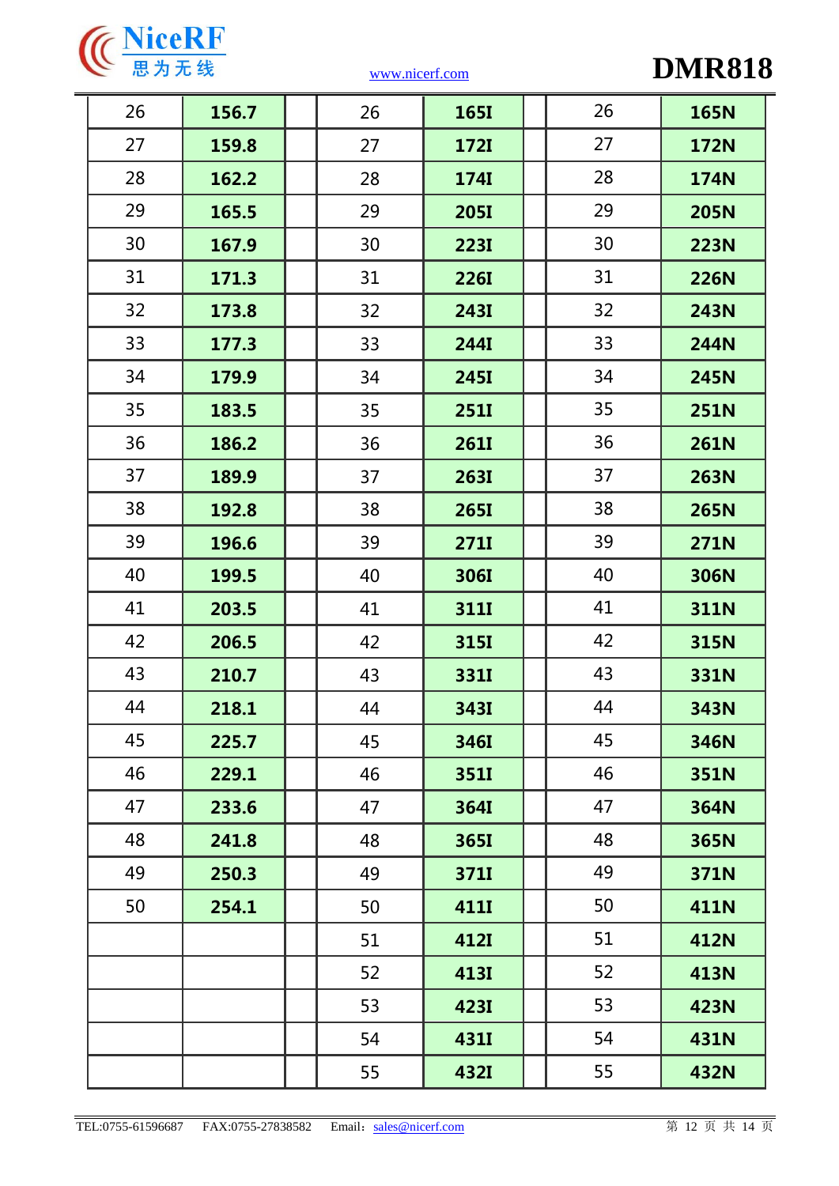| | | | | | | | |
|---|---|---|---|---|---|---|---|
| 26 | **156.7** | | 26 | **165I** | | 26 | **165N** |
| 27 | **159.8** | | 27 | **172I** | | 27 | **172N** |
| 28 | **162.2** | | 28 | **174I** | | 28 | **174N** |
| 29 | **165.5** | | 29 | **205I** | | 29 | **205N** |
| 30 | **167.9** | | 30 | **223I** | | 30 | **223N** |
| 31 | **171.3** | | 31 | **226I** | | 31 | **226N** |
| 32 | **173.8** | | 32 | **243I** | | 32 | **243N** |
| 33 | **177.3** | | 33 | **244I** | | 33 | **244N** |
| 34 | **179.9** | | 34 | **245I** | | 34 | **245N** |
| 35 | **183.5** | | 35 | **251I** | | 35 | **251N** |
| 36 | **186.2** | | 36 | **261I** | | 36 | **261N** |
| 37 | **189.9** | | 37 | **263I** | | 37 | **263N** |
| 38 | **192.8** | | 38 | **265I** | | 38 | **265N** |
| 39 | **196.6** | | 39 | **271I** | | 39 | **271N** |
| 40 | **199.5** | | 40 | **306I** | | 40 | **306N** |
| 41 | **203.5** | | 41 | **311I** | | 41 | **311N** |
| 42 | **206.5** | | 42 | **315I** | | 42 | **315N** |
| 43 | **210.7** | | 43 | **331I** | | 43 | **331N** |
| 44 | **218.1** | | 44 | **343I** | | 44 | **343N** |
| 45 | **225.7** | | 45 | **346I** | | 45 | **346N** |
| 46 | **229.1** | | 46 | **351I** | | 46 | **351N** |
| 47 | **233.6** | | 47 | **364I** | | 47 | **364N** |
| 48 | **241.8** | | 48 | **365I** | | 48 | **365N** |
| 49 | **250.3** | | 49 | **371I** | | 49 | **371N** |
| 50 | **254.1** | | 50 | **411I** | | 50 | **411N** |
| | | | 51 | **412I** | | 51 | **412N** |
| | | | 52 | **413I** | | 52 | **413N** |
| | | | 53 | **423I** | | 53 | **423N** |
| | | | 54 | **431I** | | 54 | **431N** |
| | | | 55 | **432I** | | 55 | **432N** |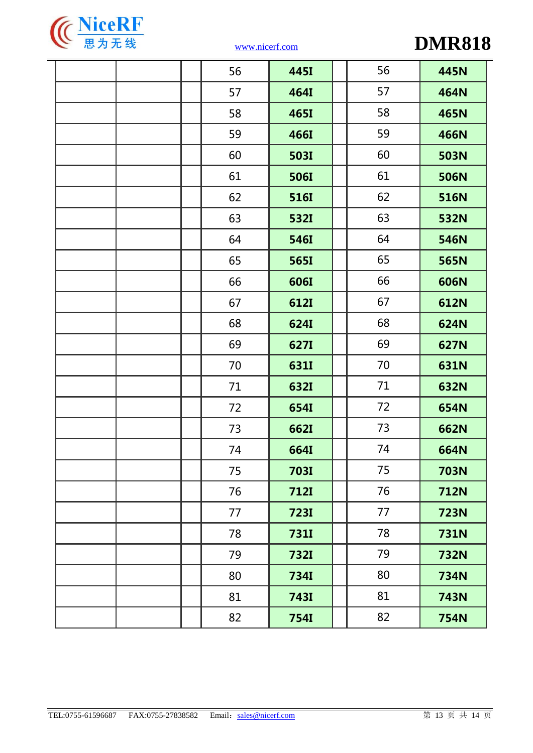| | | | | | | | |
|---|---|---|---|---|---|---|---|
| | | | 56 | **445I** | | 56 | **445N** |
| | | | 57 | **464I** | | 57 | **464N** |
| | | | 58 | **465I** | | 58 | **465N** |
| | | | 59 | **466I** | | 59 | **466N** |
| | | | 60 | **503I** | | 60 | **503N** |
| | | | 61 | **506I** | | 61 | **506N** |
| | | | 62 | **516I** | | 62 | **516N** |
| | | | 63 | **532I** | | 63 | **532N** |
| | | | 64 | **546I** | | 64 | **546N** |
| | | | 65 | **565I** | | 65 | **565N** |
| | | | 66 | **606I** | | 66 | **606N** |
| | | | 67 | **612I** | | 67 | **612N** |
| | | | 68 | **624I** | | 68 | **624N** |
| | | | 69 | **627I** | | 69 | **627N** |
| | | | 70 | **631I** | | 70 | **631N** |
| | | | 71 | **632I** | | 71 | **632N** |
| | | | 72 | **654I** | | 72 | **654N** |
| | | | 73 | **662I** | | 73 | **662N** |
| | | | 74 | **664I** | | 74 | **664N** |
| | | | 75 | **703I** | | 75 | **703N** |
| | | | 76 | **712I** | | 76 | **712N** |
| | | | 77 | **723I** | | 77 | **723N** |
| | | | 78 | **731I** | | 78 | **731N** |
| | | | 79 | **732I** | | 79 | **732N** |
| | | | 80 | **734I** | | 80 | **734N** |
| | | | 81 | **743I** | | 81 | **743N** |
| | | | 82 | **754I** | | 82 | **754N** |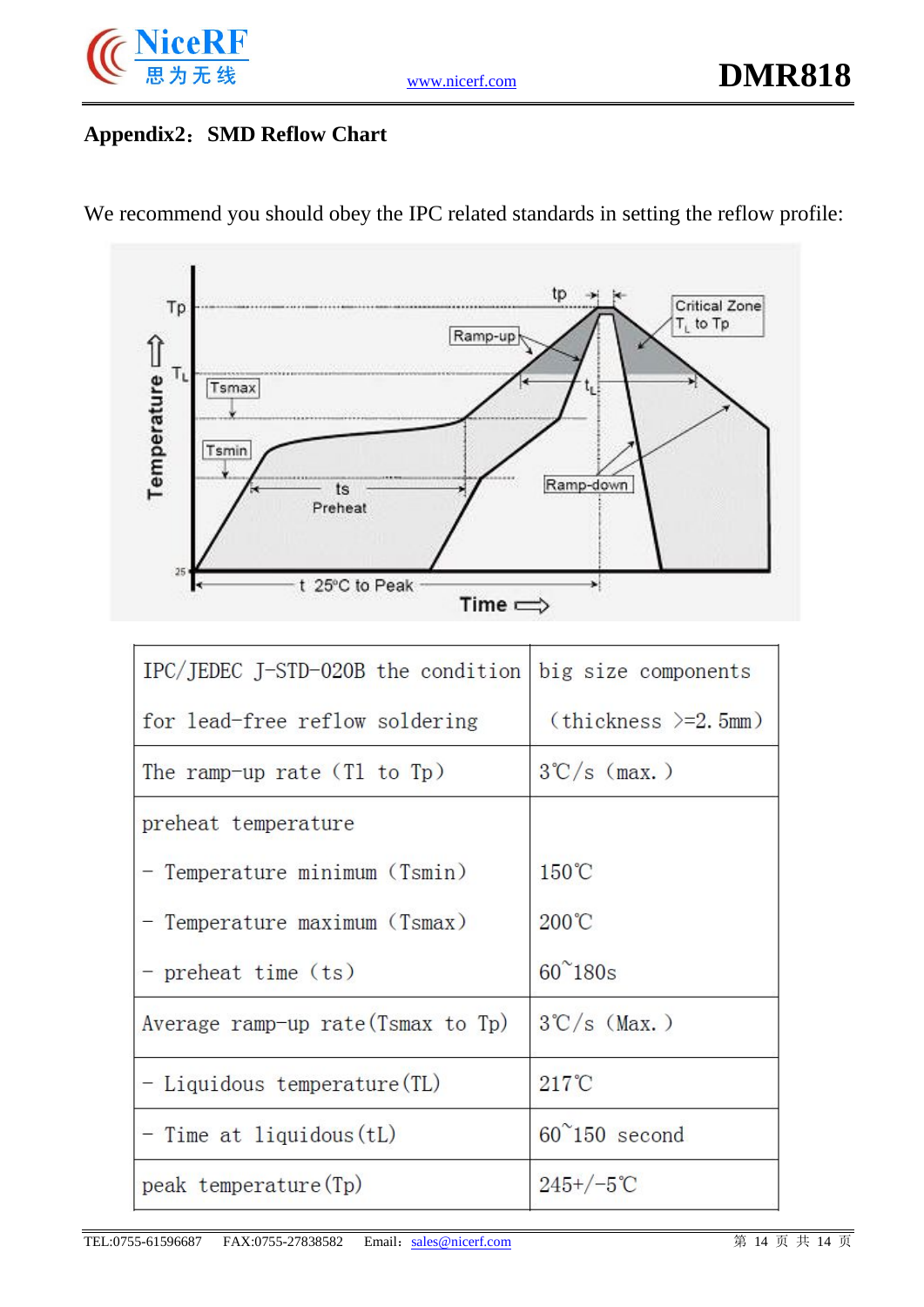## Appendix2：SMD Reflow Chart

We recommend you should obey the IPC related standards in setting the reflow profile:

Tp
tp
Critical Zone
$T_L$ to Tp
Ramp-up
$T_L$
Tsmax
$t_L$
Temperature
Tsmin
Ramp-down
ts
Preheat
25
t 25°C to Peak
Time

| | |
|---|---|
| IPC/JEDEC J-STD-020B the condition for lead-free reflow soldering | big size components （thickness >=2.5mm） |
| The ramp-up rate (Tl to Tp) | 3℃/s (max.) |
| preheat temperature<br>- Temperature minimum (Tsmin)<br>- Temperature maximum (Tsmax)<br>- preheat time (ts) | <br>150℃<br>200℃<br>60~180s |
| Average ramp-up rate(Tsmax to Tp) | 3℃/s (Max.) |
| - Liquidous temperature(TL) | 217℃ |
| - Time at liquidous(tL) | 60~150 second |
| peak temperature(Tp) | 245+/-5℃ |

TEL:0755-61596687 FAX:0755-27838582 Email：sales@nicerf.com